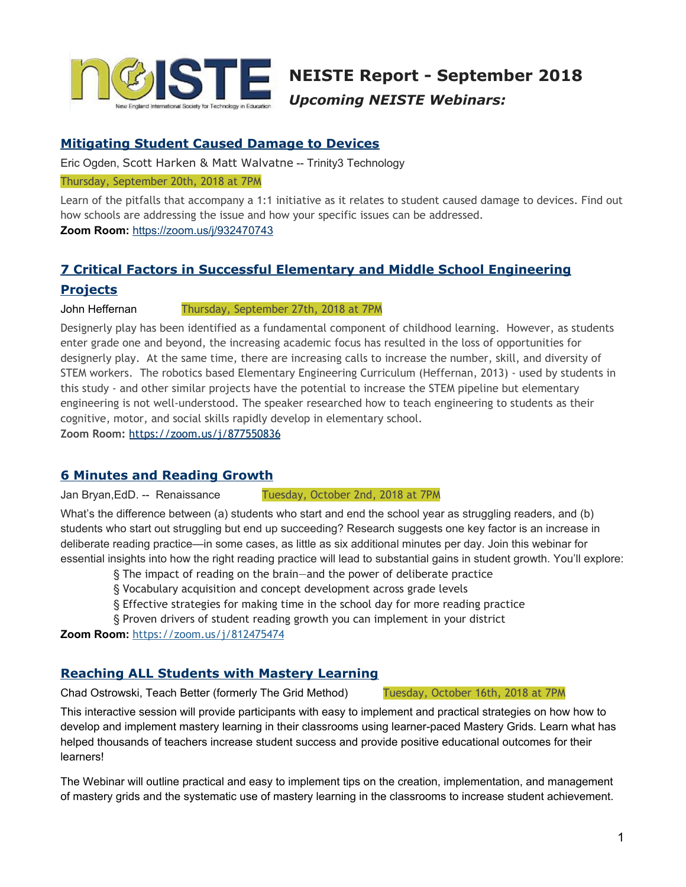# NEISTE Report - September 2018

***Upcoming NEISTE Webinars:***

## Mitigating Student Caused Damage to Devices

Eric Ogden, Scott Harken & Matt Walvatne -- Trinity3 Technology

Thursday, September 20th, 2018 at 7PM

Learn of the pitfalls that accompany a 1:1 initiative as it relates to student caused damage to devices. Find out how schools are addressing the issue and how your specific issues can be addressed.

**Zoom Room:** https://zoom.us/j/932470743

## 7 Critical Factors in Successful Elementary and Middle School Engineering Projects

John Heffernan Thursday, September 27th, 2018 at 7PM

Designerly play has been identified as a fundamental component of childhood learning. However, as students enter grade one and beyond, the increasing academic focus has resulted in the loss of opportunities for designerly play. At the same time, there are increasing calls to increase the number, skill, and diversity of STEM workers. The robotics based Elementary Engineering Curriculum (Heffernan, 2013) - used by students in this study - and other similar projects have the potential to increase the STEM pipeline but elementary engineering is not well-understood. The speaker researched how to teach engineering to students as their cognitive, motor, and social skills rapidly develop in elementary school.

**Zoom Room:** https://zoom.us/j/877550836

## 6 Minutes and Reading Growth

Jan Bryan,EdD. -- Renaissance Tuesday, October 2nd, 2018 at 7PM

What's the difference between (a) students who start and end the school year as struggling readers, and (b) students who start out struggling but end up succeeding? Research suggests one key factor is an increase in deliberate reading practice—in some cases, as little as six additional minutes per day. Join this webinar for essential insights into how the right reading practice will lead to substantial gains in student growth. You'll explore:

§ The impact of reading on the brain—and the power of deliberate practice
§ Vocabulary acquisition and concept development across grade levels
§ Effective strategies for making time in the school day for more reading practice
§ Proven drivers of student reading growth you can implement in your district

**Zoom Room:** https://zoom.us/j/812475474

## Reaching ALL Students with Mastery Learning

Chad Ostrowski, Teach Better (formerly The Grid Method) Tuesday, October 16th, 2018 at 7PM

This interactive session will provide participants with easy to implement and practical strategies on how how to develop and implement mastery learning in their classrooms using learner-paced Mastery Grids. Learn what has helped thousands of teachers increase student success and provide positive educational outcomes for their learners!

The Webinar will outline practical and easy to implement tips on the creation, implementation, and management of mastery grids and the systematic use of mastery learning in the classrooms to increase student achievement.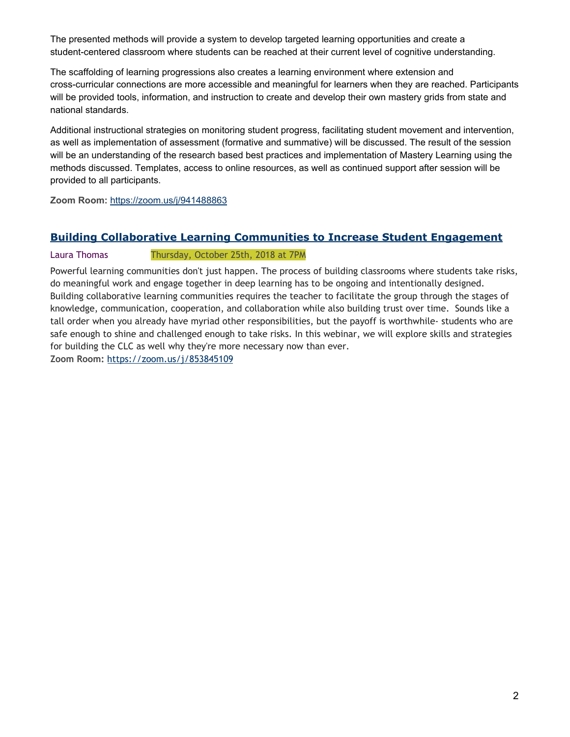The presented methods will provide a system to develop targeted learning opportunities and create a student-centered classroom where students can be reached at their current level of cognitive understanding.

The scaffolding of learning progressions also creates a learning environment where extension and cross-curricular connections are more accessible and meaningful for learners when they are reached. Participants will be provided tools, information, and instruction to create and develop their own mastery grids from state and national standards.

Additional instructional strategies on monitoring student progress, facilitating student movement and intervention, as well as implementation of assessment (formative and summative) will be discussed. The result of the session will be an understanding of the research based best practices and implementation of Mastery Learning using the methods discussed. Templates, access to online resources, as well as continued support after session will be provided to all participants.

**Zoom Room:** https://zoom.us/j/941488863

## Building Collaborative Learning Communities to Increase Student Engagement

Laura Thomas Thursday, October 25th, 2018 at 7PM

Powerful learning communities don't just happen. The process of building classrooms where students take risks, do meaningful work and engage together in deep learning has to be ongoing and intentionally designed. Building collaborative learning communities requires the teacher to facilitate the group through the stages of knowledge, communication, cooperation, and collaboration while also building trust over time. Sounds like a tall order when you already have myriad other responsibilities, but the payoff is worthwhile- students who are safe enough to shine and challenged enough to take risks. In this webinar, we will explore skills and strategies for building the CLC as well why they're more necessary now than ever.

**Zoom Room:** https://zoom.us/j/853845109